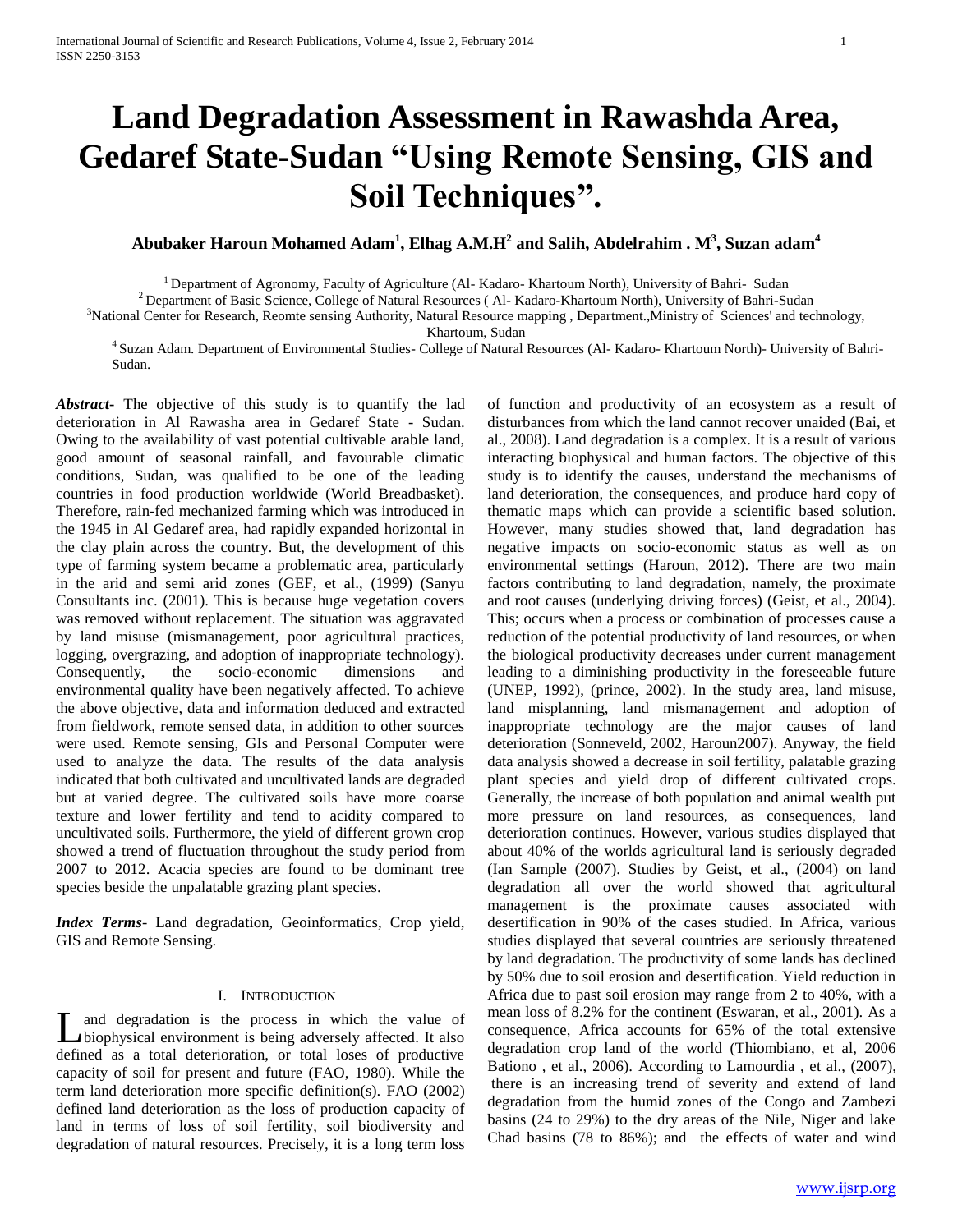# Land Degradation Assessment in Rawashda Area, Gedaref State-Sudan "Using Remote Sensing, GIS and Soil Techniques".

**Abubaker Haroun Mohamed Adam[1], Elhag A.M.H[2] and Salih, Abdelrahim . M[3], Suzan adam[4]**

[1] Department of Agronomy, Faculty of Agriculture (Al- Kadaro- Khartoum North), University of Bahri- Sudan
[2] Department of Basic Science, College of Natural Resources ( Al- Kadaro-Khartoum North), University of Bahri-Sudan
[3]National Center for Research, Reomte sensing Authority, Natural Resource mapping , Department.,Ministry of Sciences' and technology, Khartoum, Sudan
[4] Suzan Adam. Department of Environmental Studies- College of Natural Resources (Al- Kadaro- Khartoum North)- University of Bahri-Sudan.

***Abstract-*** The objective of this study is to quantify the lad deterioration in Al Rawasha area in Gedaref State - Sudan. Owing to the availability of vast potential cultivable arable land, good amount of seasonal rainfall, and favourable climatic conditions, Sudan, was qualified to be one of the leading countries in food production worldwide (World Breadbasket). Therefore, rain-fed mechanized farming which was introduced in the 1945 in Al Gedaref area, had rapidly expanded horizontal in the clay plain across the country. But, the development of this type of farming system became a problematic area, particularly in the arid and semi arid zones (GEF, et al., (1999) (Sanyu Consultants inc. (2001). This is because huge vegetation covers was removed without replacement. The situation was aggravated by land misuse (mismanagement, poor agricultural practices, logging, overgrazing, and adoption of inappropriate technology). Consequently, the socio-economic dimensions and environmental quality have been negatively affected. To achieve the above objective, data and information deduced and extracted from fieldwork, remote sensed data, in addition to other sources were used. Remote sensing, GIs and Personal Computer were used to analyze the data. The results of the data analysis indicated that both cultivated and uncultivated lands are degraded but at varied degree. The cultivated soils have more coarse texture and lower fertility and tend to acidity compared to uncultivated soils. Furthermore, the yield of different grown crop showed a trend of fluctuation throughout the study period from 2007 to 2012. Acacia species are found to be dominant tree species beside the unpalatable grazing plant species.

***Index Terms****-* Land degradation, Geoinformatics, Crop yield, GIS and Remote Sensing.

## I. Introduction

Land degradation is the process in which the value of biophysical environment is being adversely affected. It also defined as a total deterioration, or total loses of productive capacity of soil for present and future (FAO, 1980). While the term land deterioration more specific definition(s). FAO (2002) defined land deterioration as the loss of production capacity of land in terms of loss of soil fertility, soil biodiversity and degradation of natural resources. Precisely, it is a long term loss of function and productivity of an ecosystem as a result of disturbances from which the land cannot recover unaided (Bai, et al., 2008). Land degradation is a complex. It is a result of various interacting biophysical and human factors. The objective of this study is to identify the causes, understand the mechanisms of land deterioration, the consequences, and produce hard copy of thematic maps which can provide a scientific based solution. However, many studies showed that, land degradation has negative impacts on socio-economic status as well as on environmental settings (Haroun, 2012). There are two main factors contributing to land degradation, namely, the proximate and root causes (underlying driving forces) (Geist, et al., 2004). This; occurs when a process or combination of processes cause a reduction of the potential productivity of land resources, or when the biological productivity decreases under current management leading to a diminishing productivity in the foreseeable future (UNEP, 1992), (prince, 2002). In the study area, land misuse, land misplanning, land mismanagement and adoption of inappropriate technology are the major causes of land deterioration (Sonneveld, 2002, Haroun2007). Anyway, the field data analysis showed a decrease in soil fertility, palatable grazing plant species and yield drop of different cultivated crops. Generally, the increase of both population and animal wealth put more pressure on land resources, as consequences, land deterioration continues. However, various studies displayed that about 40% of the worlds agricultural land is seriously degraded (Ian Sample (2007). Studies by Geist, et al., (2004) on land degradation all over the world showed that agricultural management is the proximate causes associated with desertification in 90% of the cases studied. In Africa, various studies displayed that several countries are seriously threatened by land degradation. The productivity of some lands has declined by 50% due to soil erosion and desertification. Yield reduction in Africa due to past soil erosion may range from 2 to 40%, with a mean loss of 8.2% for the continent (Eswaran, et al., 2001). As a consequence, Africa accounts for 65% of the total extensive degradation crop land of the world (Thiombiano, et al, 2006 Bationo , et al., 2006). According to Lamourdia , et al., (2007), there is an increasing trend of severity and extend of land degradation from the humid zones of the Congo and Zambezi basins (24 to 29%) to the dry areas of the Nile, Niger and lake Chad basins (78 to 86%); and the effects of water and wind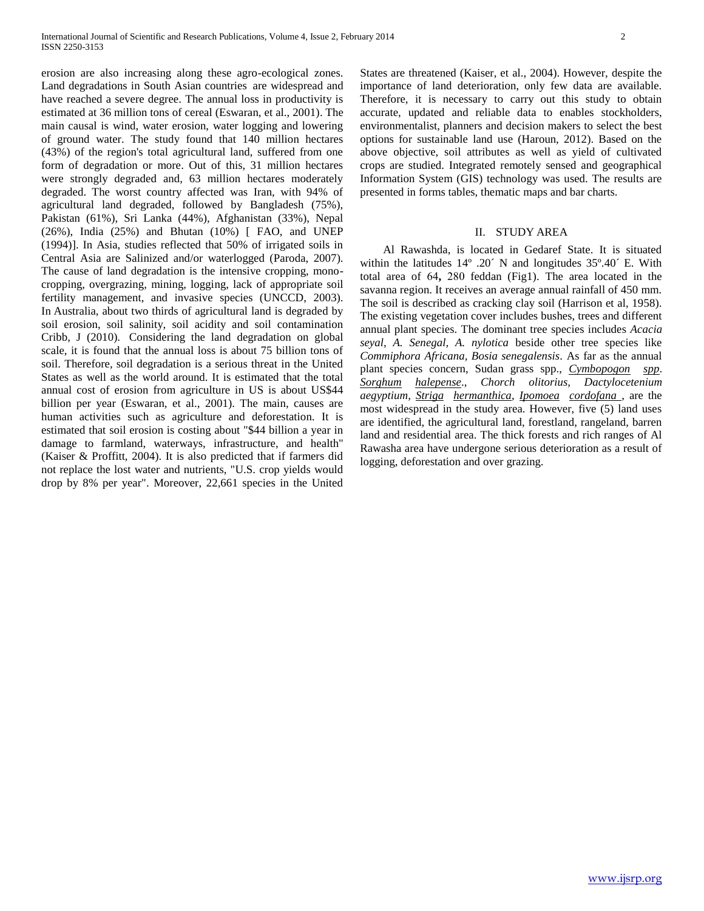erosion are also increasing along these agro-ecological zones. Land degradations in South Asian countries are widespread and have reached a severe degree. The annual loss in productivity is estimated at 36 million tons of cereal (Eswaran, et al., 2001). The main causal is wind, water erosion, water logging and lowering of ground water. The study found that 140 million hectares (43%) of the region's total agricultural land, suffered from one form of degradation or more. Out of this, 31 million hectares were strongly degraded and, 63 million hectares moderately degraded. The worst country affected was Iran, with 94% of agricultural land degraded, followed by Bangladesh (75%), Pakistan (61%), Sri Lanka (44%), Afghanistan (33%), Nepal (26%), India (25%) and Bhutan (10%) [ FAO, and UNEP (1994)]. In Asia, studies reflected that 50% of irrigated soils in Central Asia are Salinized and/or waterlogged (Paroda, 2007). The cause of land degradation is the intensive cropping, mono-cropping, overgrazing, mining, logging, lack of appropriate soil fertility management, and invasive species (UNCCD, 2003). In Australia, about two thirds of agricultural land is degraded by soil erosion, soil salinity, soil acidity and soil contamination Cribb, J (2010). Considering the land degradation on global scale, it is found that the annual loss is about 75 billion tons of soil. Therefore, soil degradation is a serious threat in the United States as well as the world around. It is estimated that the total annual cost of erosion from agriculture in US is about US$44 billion per year (Eswaran, et al., 2001). The main, causes are human activities such as agriculture and deforestation. It is estimated that soil erosion is costing about "$44 billion a year in damage to farmland, waterways, infrastructure, and health" (Kaiser & Proffitt, 2004). It is also predicted that if farmers did not replace the lost water and nutrients, "U.S. crop yields would drop by 8% per year". Moreover, 22,661 species in the United States are threatened (Kaiser, et al., 2004). However, despite the importance of land deterioration, only few data are available. Therefore, it is necessary to carry out this study to obtain accurate, updated and reliable data to enables stockholders, environmentalist, planners and decision makers to select the best options for sustainable land use (Haroun, 2012). Based on the above objective, soil attributes as well as yield of cultivated crops are studied. Integrated remotely sensed and geographical Information System (GIS) technology was used. The results are presented in forms tables, thematic maps and bar charts.

## II. STUDY AREA

Al Rawashda, is located in Gedaref State. It is situated within the latitudes 14º .20´ N and longitudes 35º.40´ E. With total area of 64**,** 280 feddan (Fig1). The area located in the savanna region. It receives an average annual rainfall of 450 mm. The soil is described as cracking clay soil (Harrison et al, 1958). The existing vegetation cover includes bushes, trees and different annual plant species. The dominant tree species includes *Acacia seyal, A. Senegal, A. nylotica* beside other tree species like *Commiphora Africana, Bosia senegalensis*. As far as the annual plant species concern, Sudan grass spp., *Cymbopogon spp. Sorghum halepense*., *Chorch olitorius, Dactylocetenium aegyptium*, *Striga hermanthica*, *Ipomoea cordofana* , are the most widespread in the study area. However, five (5) land uses are identified, the agricultural land, forestland, rangeland, barren land and residential area. The thick forests and rich ranges of Al Rawasha area have undergone serious deterioration as a result of logging, deforestation and over grazing.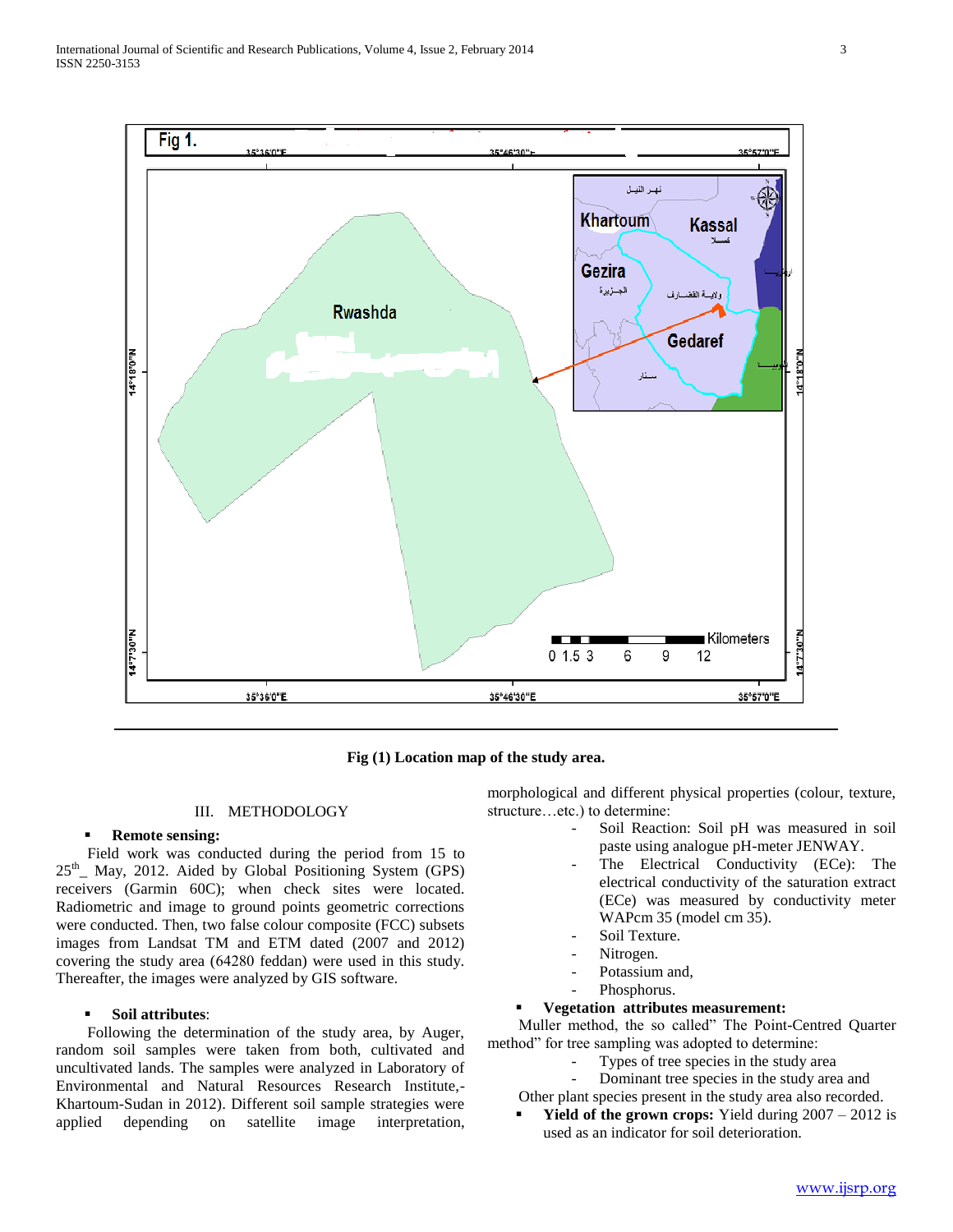Fig (1) Location map of the study area.

## III. METHODOLOGY

- **Remote sensing:**

Field work was conducted during the period from 15 to 25th_ May, 2012. Aided by Global Positioning System (GPS) receivers (Garmin 60C); when check sites were located. Radiometric and image to ground points geometric corrections were conducted. Then, two false colour composite (FCC) subsets images from Landsat TM and ETM dated (2007 and 2012) covering the study area (64280 feddan) were used in this study. Thereafter, the images were analyzed by GIS software.

- **Soil attributes**:

Following the determination of the study area, by Auger, random soil samples were taken from both, cultivated and uncultivated lands. The samples were analyzed in Laboratory of Environmental and Natural Resources Research Institute,-Khartoum-Sudan in 2012). Different soil sample strategies were applied depending on satellite image interpretation, morphological and different physical properties (colour, texture, structure…etc.) to determine:

- Soil Reaction: Soil pH was measured in soil paste using analogue pH-meter JENWAY.
- The Electrical Conductivity (ECe): The electrical conductivity of the saturation extract (ECe) was measured by conductivity meter WAPcm 35 (model cm 35).
- Soil Texture.
- Nitrogen.
- Potassium and,
- Phosphorus.

- **Vegetation attributes measurement:**

Muller method, the so called" The Point-Centred Quarter method" for tree sampling was adopted to determine:

- Types of tree species in the study area
- Dominant tree species in the study area and

Other plant species present in the study area also recorded.

- **Yield of the grown crops:** Yield during 2007 – 2012 is used as an indicator for soil deterioration.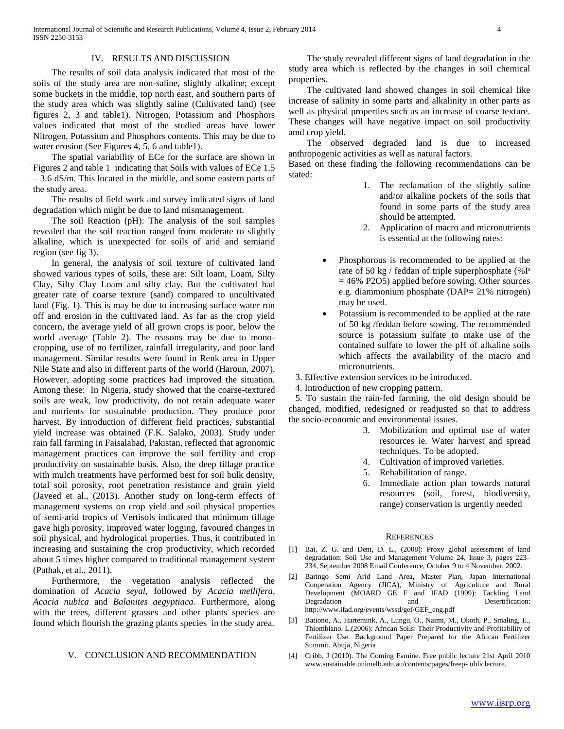## IV. RESULTS AND DISCUSSION

The results of soil data analysis indicated that most of the soils of the study area are non-saline, slightly alkaline; except some buckets in the middle, top north east, and southern parts of the study area which was slightly saline (Cultivated land) (see figures 2, 3 and table1). Nitrogen, Potassium and Phosphors values indicated that most of the studied areas have lower Nitrogen, Potassium and Phosphors contents. This may be due to water erosion (See Figures 4, 5, 6 and table1).

The spatial variability of ECe for the surface are shown in Figures 2 and table 1 indicating that Soils with values of ECe 1.5 – 3.6 dS/m. This located in the middle, and some eastern parts of the study area.

The results of field work and survey indicated signs of land degradation which might be due to land mismanagement.

The soil Reaction (pH): The analysis of the soil samples revealed that the soil reaction ranged from moderate to slightly alkaline, which is unexpected for soils of arid and semiarid region (see fig 3).

In general, the analysis of soil texture of cultivated land showed various types of soils, these are: Silt loam, Loam, Silty Clay, Silty Clay Loam and silty clay. But the cultivated had greater rate of coarse texture (sand) compared to uncultivated land (Fig. 1). This is may be due to increasing surface water run off and erosion in the cultivated land. As far as the crop yield concern, the average yield of all grown crops is poor, below the world average (Table 2). The reasons may be due to mono-cropping, use of no fertilizer, rainfall irregularity, and poor land management. Similar results were found in Renk area in Upper Nile State and also in different parts of the world (Haroun, 2007). However, adopting some practices had improved the situation. Among these: In Nigeria, study showed that the coarse-textured soils are weak, low productivity, do not retain adequate water and nutrients for sustainable production. They produce poor harvest. By introduction of different field practices, substantial yield increase was obtained (F.K. Salako, 2003). Study under rain fall farming in Faisalabad, Pakistan, reflected that agronomic management practices can improve the soil fertility and crop productivity on sustainable basis. Also, the deep tillage practice with mulch treatments have performed best for soil bulk density, total soil porosity, root penetration resistance and grain yield (Javeed et al., (2013). Another study on long-term effects of management systems on crop yield and soil physical properties of semi-arid tropics of Vertisols indicated that minimum tillage gave high porosity, improved water logging, favoured changes in soil physical, and hydrological properties. Thus, it contributed in increasing and sustaining the crop productivity, which recorded about 5 times higher compared to traditional management system (Pathak, et al., 2011).

Furthermore, the vegetation analysis reflected the domination of *Acacia seyal,* followed by *Acacia mellifera, Acacia nubica* and *Balanites aegyptiaca*. Furthermore, along with the trees, different grasses and other plants species are found which flourish the grazing plants species in the study area.

## V. CONCLUSION AND RECOMMENDATION

The study revealed different signs of land degradation in the study area which is reflected by the changes in soil chemical properties.

The cultivated land showed changes in soil chemical like increase of salinity in some parts and alkalinity in other parts as well as physical properties such as an increase of coarse texture. These changes will have negative impact on soil productivity amd crop yield.

The observed degraded land is due to increased anthropogenic activities as well as natural factors.

Based on these finding the following recommendations can be stated:

1. The reclamation of the slightly saline and/or alkaline pockets of the soils that found in some parts of the study area should be attempted.
2. Application of macro and micronutrients is essential at the following rates:

- Phosphorous is recommended to be applied at the rate of 50 kg / feddan of triple superphosphate (%P = 46% $P_2O_5$) applied before sowing. Other sources e.g. diammonium phosphate (DAP= 21% nitrogen) may be used.
- Potassium is recommended to be applied at the rate of 50 kg /feddan before sowing. The recommended source is potassium sulfate to make use of the contained sulfate to lower the pH of alkaline soils which affects the availability of the macro and micronutrients.

3. Effective extension services to be introduced.
4. Introduction of new cropping pattern.
5. To sustain the rain-fed farming, the old design should be changed, modified, redesigned or readjusted so that to address the socio-economic and environmental issues.

3. Mobilization and optimal use of water resources ie. Water harvest and spread techniques. To be adopted.
4. Cultivation of improved varieties.
5. Rehabilitation of range.
6. Immediate action plan towards natural resources (soil, forest, biodiversity, range) conservation is urgently needed

## REFERENCES

[1] Bai, Z. G. and Dent, D. L., (2008): Proxy global assessment of land degradation: Soil Use and Management Volume 24, Issue 3, pages 223–234, September 2008 Email Conference, October 9 to 4 November, 2002.

[2] Baringo Semi Arid Land Area, Master Plan, Japan International Cooperation Agency (JICA), Ministry of Agriculture and Rural Development (MOARD GE F and IFAD (1999): Tackling Land Degradation and Desertification: http://www.ifad.org/events/wssd/gef/GEF_eng.pdf

[3] Bationo, A., Hartemink, A., Lungu, O., Naimi, M., Okoth, P., Smaling, E., Thiombiano. L.(2006): African Soils: Their Productivity and Profitability of Fertilizer Use. Background Paper Prepared for the African Fertilizer Summit. Abuja, Nigeria

[4] Cribb, J (2010). The Coming Famine. Free public lecture 21st April 2010 www.sustainable.unimelb.edu.au/contents/pages/freep- ubliclecture.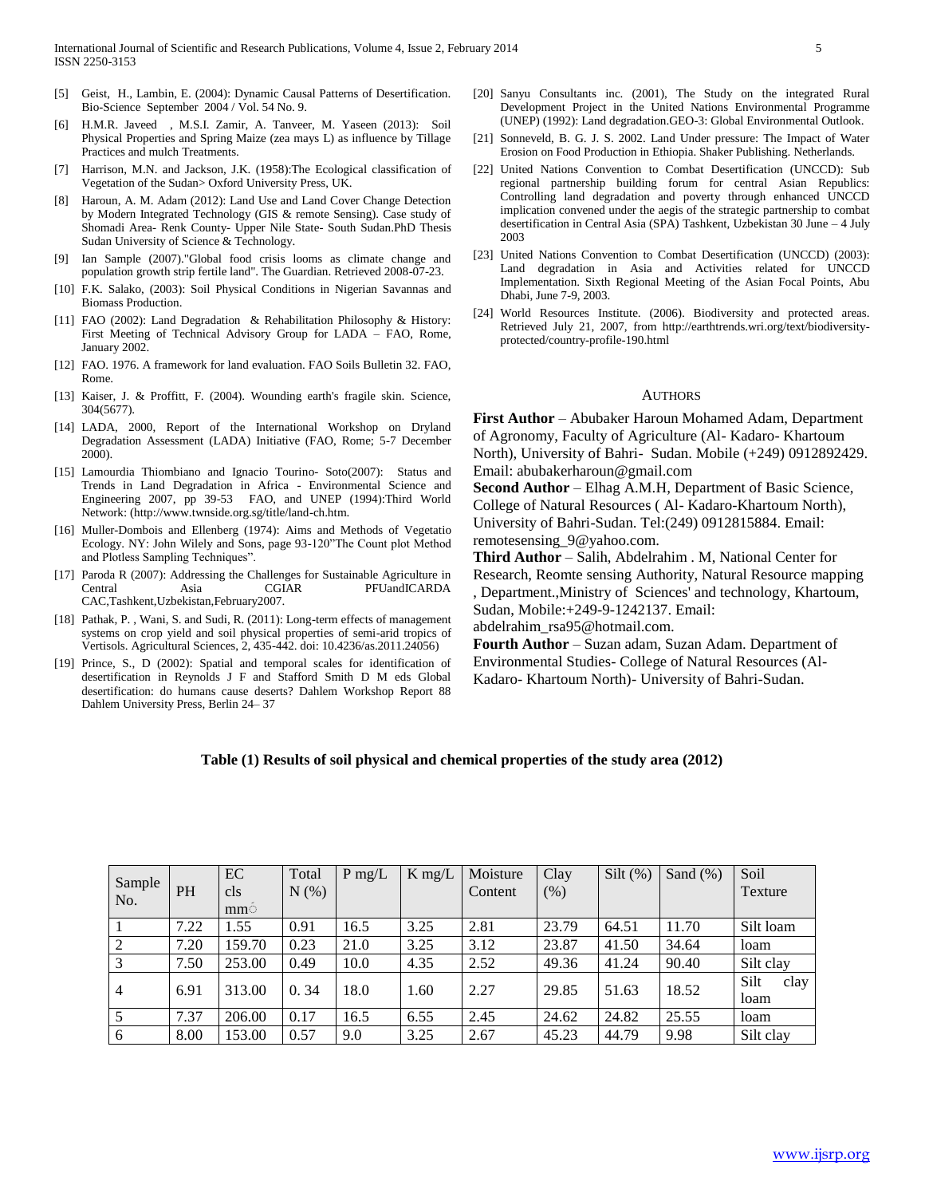[5] Geist, H., Lambin, E. (2004): Dynamic Causal Patterns of Desertification. Bio-Science September 2004 / Vol. 54 No. 9.

[6] H.M.R. Javeed , M.S.I. Zamir, A. Tanveer, M. Yaseen (2013): Soil Physical Properties and Spring Maize (zea mays L) as influence by Tillage Practices and mulch Treatments.

[7] Harrison, M.N. and Jackson, J.K. (1958):The Ecological classification of Vegetation of the Sudan> Oxford University Press, UK.

[8] Haroun, A. M. Adam (2012): Land Use and Land Cover Change Detection by Modern Integrated Technology (GIS & remote Sensing). Case study of Shomadi Area- Renk County- Upper Nile State- South Sudan.PhD Thesis Sudan University of Science & Technology.

[9] Ian Sample (2007)."Global food crisis looms as climate change and population growth strip fertile land". The Guardian. Retrieved 2008-07-23.

[10] F.K. Salako, (2003): Soil Physical Conditions in Nigerian Savannas and Biomass Production.

[11] FAO (2002): Land Degradation & Rehabilitation Philosophy & History: First Meeting of Technical Advisory Group for LADA – FAO, Rome, January 2002.

[12] FAO. 1976. A framework for land evaluation. FAO Soils Bulletin 32. FAO, Rome.

[13] Kaiser, J. & Proffitt, F. (2004). Wounding earth's fragile skin. Science, 304(5677).

[14] LADA, 2000, Report of the International Workshop on Dryland Degradation Assessment (LADA) Initiative (FAO, Rome; 5-7 December 2000).

[15] Lamourdia Thiombiano and Ignacio Tourino- Soto(2007): Status and Trends in Land Degradation in Africa - Environmental Science and Engineering 2007, pp 39-53 FAO, and UNEP (1994):Third World Network: (http://www.twnside.org.sg/title/land-ch.htm.

[16] Muller-Dombois and Ellenberg (1974): Aims and Methods of Vegetatio Ecology. NY: John Wilely and Sons, page 93-120"The Count plot Method and Plotless Sampling Techniques".

[17] Paroda R (2007): Addressing the Challenges for Sustainable Agriculture in Central Asia CGIAR PFUandICARDA CAC,Tashkent,Uzbekistan,February2007.

[18] Pathak, P. , Wani, S. and Sudi, R. (2011): Long-term effects of management systems on crop yield and soil physical properties of semi-arid tropics of Vertisols. Agricultural Sciences, 2, 435-442. doi: 10.4236/as.2011.24056)

[19] Prince, S., D (2002): Spatial and temporal scales for identification of desertification in Reynolds J F and Stafford Smith D M eds Global desertification: do humans cause deserts? Dahlem Workshop Report 88 Dahlem University Press, Berlin 24– 37

[20] Sanyu Consultants inc. (2001), The Study on the integrated Rural Development Project in the United Nations Environmental Programme (UNEP) (1992): Land degradation.GEO-3: Global Environmental Outlook.

[21] Sonneveld, B. G. J. S. 2002. Land Under pressure: The Impact of Water Erosion on Food Production in Ethiopia. Shaker Publishing. Netherlands.

[22] United Nations Convention to Combat Desertification (UNCCD): Sub regional partnership building forum for central Asian Republics: Controlling land degradation and poverty through enhanced UNCCD implication convened under the aegis of the strategic partnership to combat desertification in Central Asia (SPA) Tashkent, Uzbekistan 30 June – 4 July 2003

[23] United Nations Convention to Combat Desertification (UNCCD) (2003): Land degradation in Asia and Activities related for UNCCD Implementation. Sixth Regional Meeting of the Asian Focal Points, Abu Dhabi, June 7-9, 2003.

[24] World Resources Institute. (2006). Biodiversity and protected areas. Retrieved July 21, 2007, from http://earthtrends.wri.org/text/biodiversity-protected/country-profile-190.html

## AUTHORS

**First Author** – Abubaker Haroun Mohamed Adam, Department of Agronomy, Faculty of Agriculture (Al- Kadaro- Khartoum North), University of Bahri- Sudan. Mobile (+249) 0912892429. Email: abubakerharoun@gmail.com

**Second Author** – Elhag A.M.H, Department of Basic Science, College of Natural Resources ( Al- Kadaro-Khartoum North), University of Bahri-Sudan. Tel:(249) 0912815884. Email: remotesensing_9@yahoo.com.

**Third Author** – Salih, Abdelrahim . M, National Center for Research, Reomte sensing Authority, Natural Resource mapping , Department.,Ministry of Sciences' and technology, Khartoum, Sudan, Mobile:+249-9-1242137. Email: abdelrahim_rsa95@hotmail.com.

**Fourth Author** – Suzan adam, Suzan Adam. Department of Environmental Studies- College of Natural Resources (Al-Kadaro- Khartoum North)- University of Bahri-Sudan.

**Table (1) Results of soil physical and chemical properties of the study area (2012)**

| Sample No. | PH | EC cls mm | Total N (%) | P mg/L | K mg/L | Moisture Content | Clay (%) | Silt (%) | Sand (%) | Soil Texture |
|---|---|---|---|---|---|---|---|---|---|---|
| 1 | 7.22 | 1.55 | 0.91 | 16.5 | 3.25 | 2.81 | 23.79 | 64.51 | 11.70 | Silt loam |
| 2 | 7.20 | 159.70 | 0.23 | 21.0 | 3.25 | 3.12 | 23.87 | 41.50 | 34.64 | loam |
| 3 | 7.50 | 253.00 | 0.49 | 10.0 | 4.35 | 2.52 | 49.36 | 41.24 | 90.40 | Silt clay |
| 4 | 6.91 | 313.00 | 0. 34 | 18.0 | 1.60 | 2.27 | 29.85 | 51.63 | 18.52 | Silt clay loam |
| 5 | 7.37 | 206.00 | 0.17 | 16.5 | 6.55 | 2.45 | 24.62 | 24.82 | 25.55 | loam |
| 6 | 8.00 | 153.00 | 0.57 | 9.0 | 3.25 | 2.67 | 45.23 | 44.79 | 9.98 | Silt clay |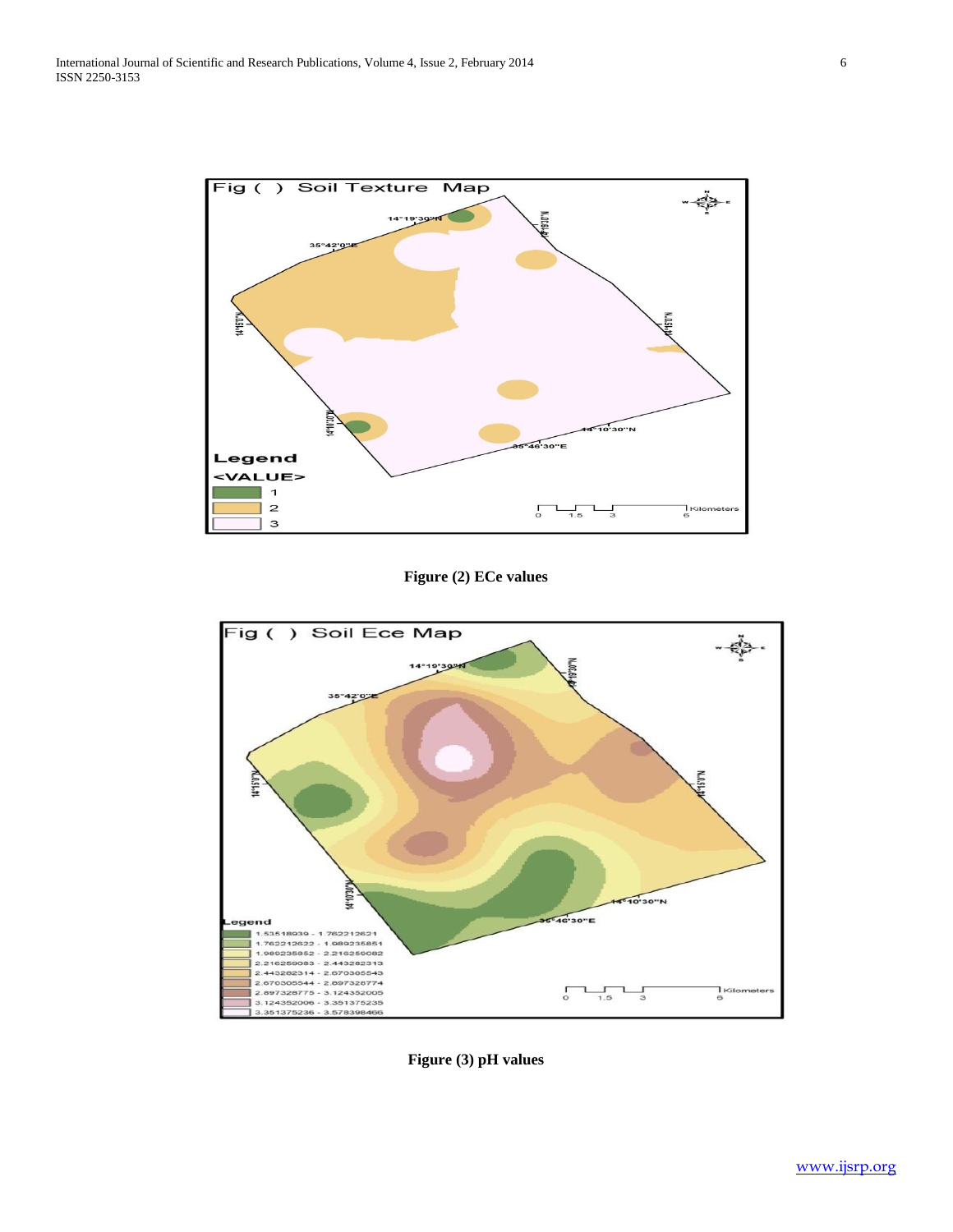Figure (2) ECe values

Figure (3) pH values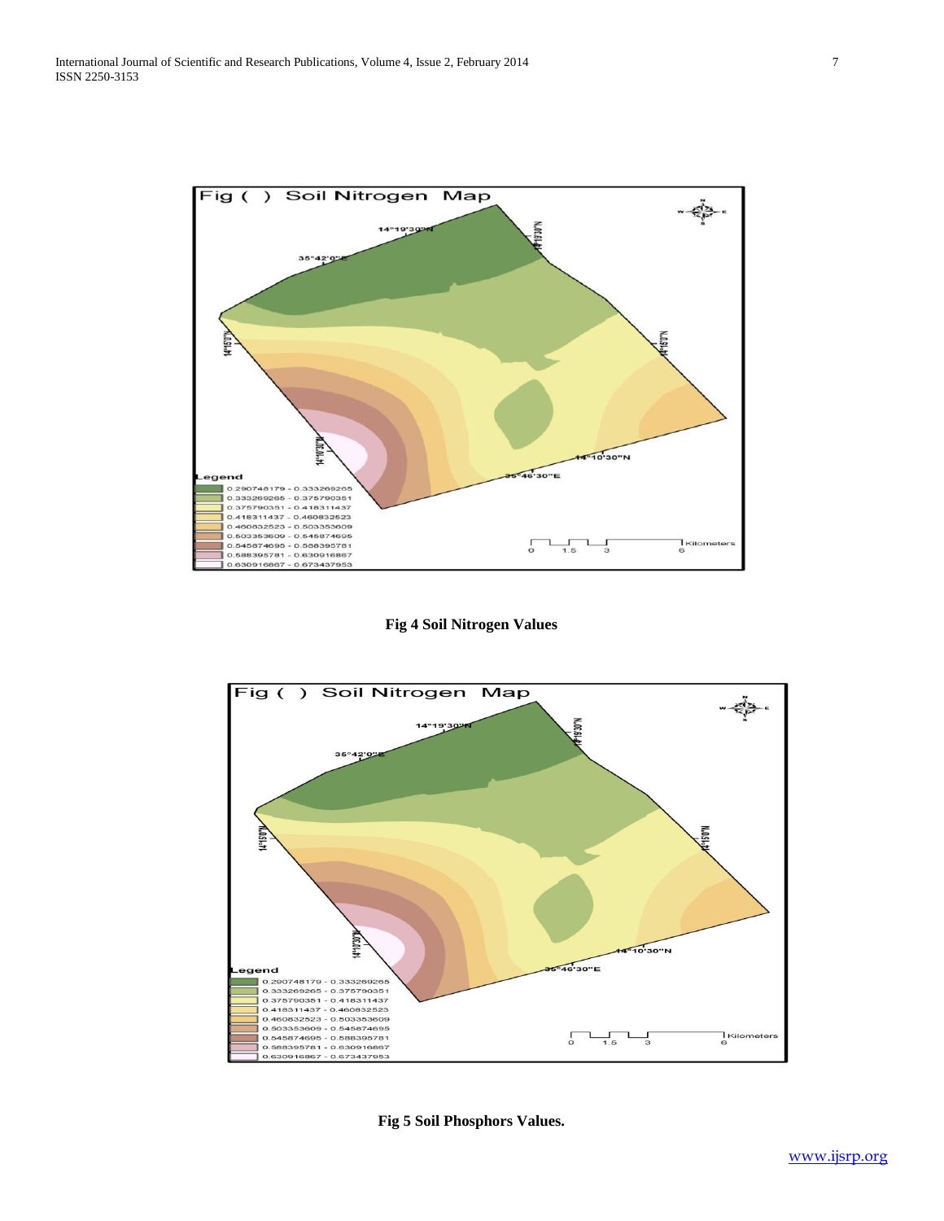Fig 4 Soil Nitrogen Values

Fig 5 Soil Phosphors Values.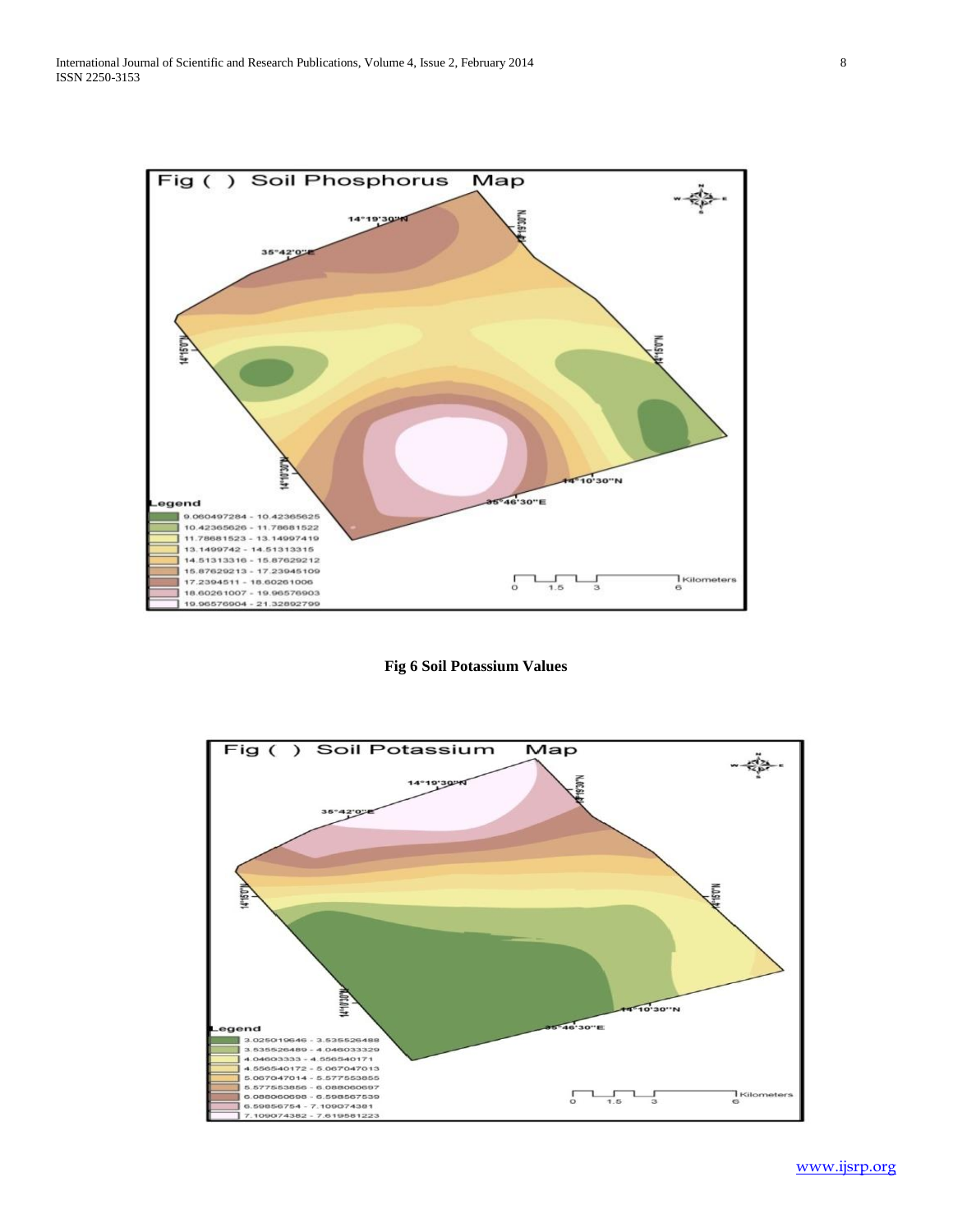**Fig 6 Soil Potassium Values**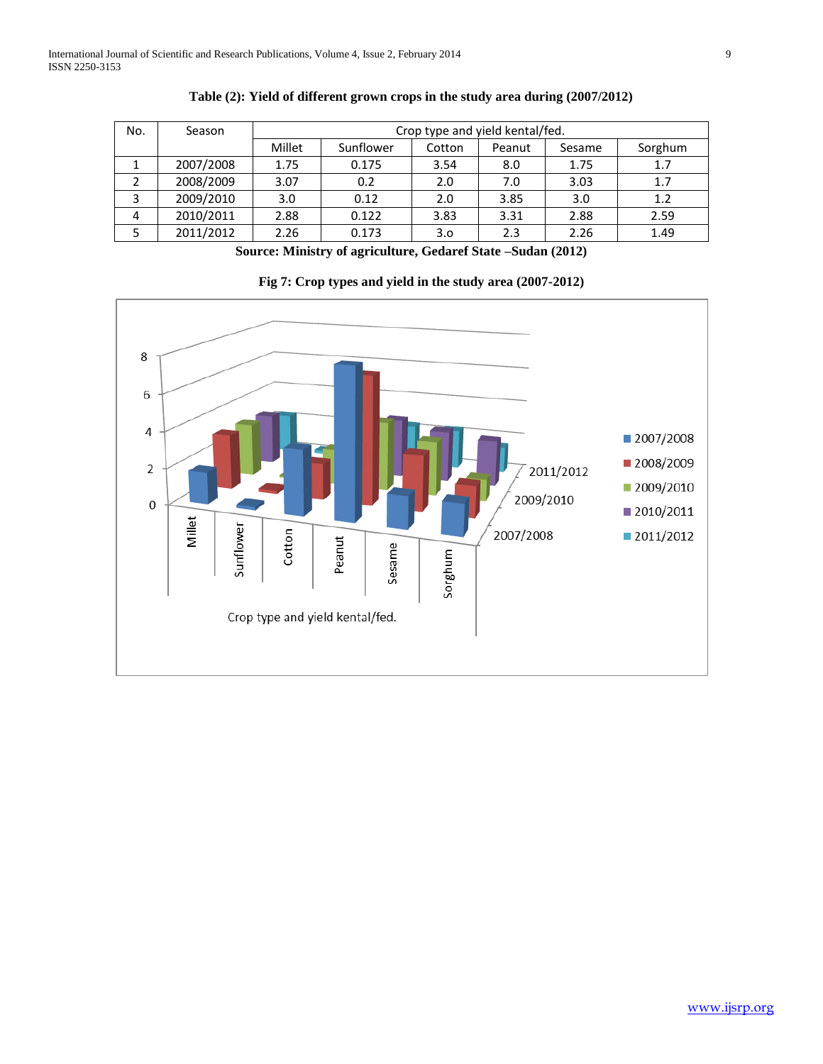**Table (2): Yield of different grown crops in the study area during (2007/2012)**

| No. | Season | Crop type and yield kental/fed. | | | | | |
|---|---|---|---|---|---|---|---|
| | | Millet | Sunflower | Cotton | Peanut | Sesame | Sorghum |
| 1 | 2007/2008 | 1.75 | 0.175 | 3.54 | 8.0 | 1.75 | 1.7 |
| 2 | 2008/2009 | 3.07 | 0.2 | 2.0 | 7.0 | 3.03 | 1.7 |
| 3 | 2009/2010 | 3.0 | 0.12 | 2.0 | 3.85 | 3.0 | 1.2 |
| 4 | 2010/2011 | 2.88 | 0.122 | 3.83 | 3.31 | 2.88 | 2.59 |
| 5 | 2011/2012 | 2.26 | 0.173 | 3.o | 2.3 | 2.26 | 1.49 |

**Source: Ministry of agriculture, Gedaref State –Sudan (2012)**

**Fig 7: Crop types and yield in the study area (2007-2012)**

8
6
4
2
0

Millet
Sunflower
Cotton
Peanut
Sesame
Sorghum

Crop type and yield kental/fed.

2011/2012
2009/2010
2007/2008

2007/2008
2008/2009
2009/2010
2010/2011
2011/2012